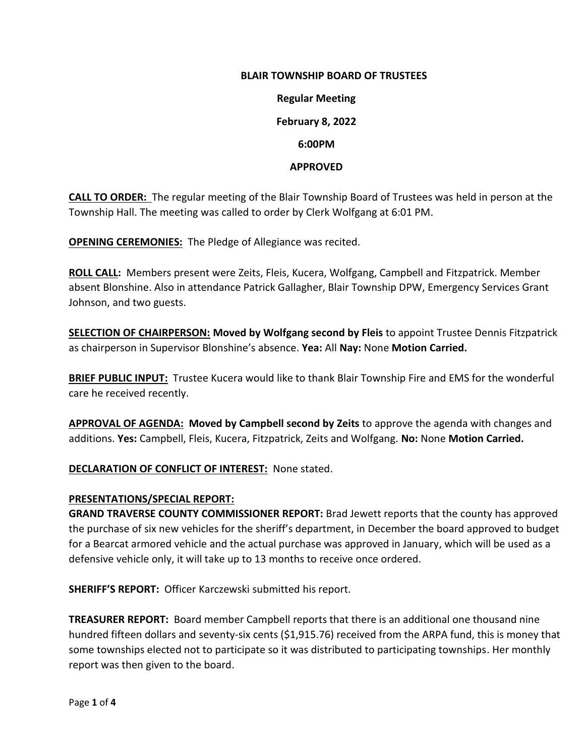**BLAIR TOWNSHIP BOARD OF TRUSTEES**

**Regular Meeting**

**February 8, 2022**

**6:00PM**

**APPROVED**

**CALL TO ORDER:** The regular meeting of the Blair Township Board of Trustees was held in person at the Township Hall. The meeting was called to order by Clerk Wolfgang at 6:01 PM.

**OPENING CEREMONIES:** The Pledge of Allegiance was recited.

**ROLL CALL:** Members present were Zeits, Fleis, Kucera, Wolfgang, Campbell and Fitzpatrick. Member absent Blonshine. Also in attendance Patrick Gallagher, Blair Township DPW, Emergency Services Grant Johnson, and two guests.

**SELECTION OF CHAIRPERSON: Moved by Wolfgang second by Fleis** to appoint Trustee Dennis Fitzpatrick as chairperson in Supervisor Blonshine's absence. **Yea:** All **Nay:** None **Motion Carried.**

**BRIEF PUBLIC INPUT:** Trustee Kucera would like to thank Blair Township Fire and EMS for the wonderful care he received recently.

**APPROVAL OF AGENDA: Moved by Campbell second by Zeits** to approve the agenda with changes and additions. **Yes:** Campbell, Fleis, Kucera, Fitzpatrick, Zeits and Wolfgang. **No:** None **Motion Carried.**

**DECLARATION OF CONFLICT OF INTEREST:** None stated.

**PRESENTATIONS/SPECIAL REPORT:**

**GRAND TRAVERSE COUNTY COMMISSIONER REPORT:** Brad Jewett reports that the county has approved the purchase of six new vehicles for the sheriff's department, in December the board approved to budget for a Bearcat armored vehicle and the actual purchase was approved in January, which will be used as a defensive vehicle only, it will take up to 13 months to receive once ordered.

**SHERIFF'S REPORT:** Officer Karczewski submitted his report.

**TREASURER REPORT:** Board member Campbell reports that there is an additional one thousand nine hundred fifteen dollars and seventy-six cents ($1,915.76) received from the ARPA fund, this is money that some townships elected not to participate so it was distributed to participating townships. Her monthly report was then given to the board.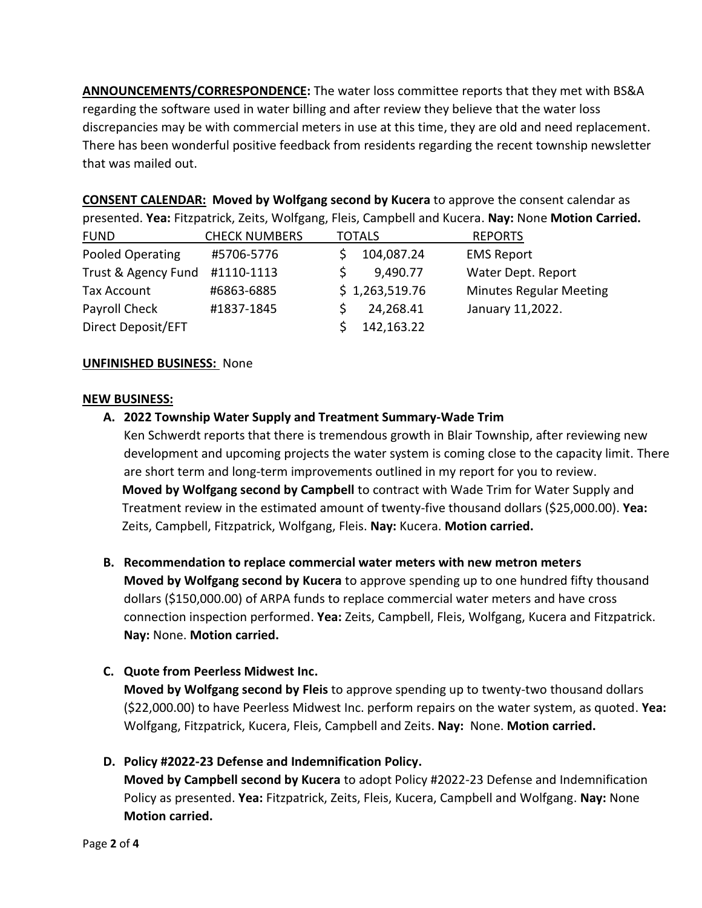**ANNOUNCEMENTS/CORRESPONDENCE:** The water loss committee reports that they met with BS&A regarding the software used in water billing and after review they believe that the water loss discrepancies may be with commercial meters in use at this time, they are old and need replacement. There has been wonderful positive feedback from residents regarding the recent township newsletter that was mailed out.

**CONSENT CALENDAR: Moved by Wolfgang second by Kucera** to approve the consent calendar as presented. **Yea:** Fitzpatrick, Zeits, Wolfgang, Fleis, Campbell and Kucera. **Nay:** None **Motion Carried.**

| FUND | CHECK NUMBERS | TOTALS | REPORTS |
| --- | --- | --- | --- |
| Pooled Operating | #5706-5776 | $ 104,087.24 | EMS Report |
| Trust & Agency Fund | #1110-1113 | $ 9,490.77 | Water Dept. Report |
| Tax Account | #6863-6885 | $ 1,263,519.76 | Minutes Regular Meeting |
| Payroll Check | #1837-1845 | $ 24,268.41 | January 11,2022. |
| Direct Deposit/EFT | | $ 142,163.22 | |

**UNFINISHED BUSINESS:** None

**NEW BUSINESS:**

**A. 2022 Township Water Supply and Treatment Summary-Wade Trim**

Ken Schwerdt reports that there is tremendous growth in Blair Township, after reviewing new development and upcoming projects the water system is coming close to the capacity limit. There are short term and long-term improvements outlined in my report for you to review.

**Moved by Wolfgang second by Campbell** to contract with Wade Trim for Water Supply and Treatment review in the estimated amount of twenty-five thousand dollars ($25,000.00). **Yea:** Zeits, Campbell, Fitzpatrick, Wolfgang, Fleis. **Nay:** Kucera. **Motion carried.**

**B. Recommendation to replace commercial water meters with new metron meters**

**Moved by Wolfgang second by Kucera** to approve spending up to one hundred fifty thousand dollars ($150,000.00) of ARPA funds to replace commercial water meters and have cross connection inspection performed. **Yea:** Zeits, Campbell, Fleis, Wolfgang, Kucera and Fitzpatrick. **Nay:** None. **Motion carried.**

**C. Quote from Peerless Midwest Inc.**

**Moved by Wolfgang second by Fleis** to approve spending up to twenty-two thousand dollars ($22,000.00) to have Peerless Midwest Inc. perform repairs on the water system, as quoted. **Yea:** Wolfgang, Fitzpatrick, Kucera, Fleis, Campbell and Zeits. **Nay:** None. **Motion carried.**

**D. Policy #2022-23 Defense and Indemnification Policy.**

**Moved by Campbell second by Kucera** to adopt Policy #2022-23 Defense and Indemnification Policy as presented. **Yea:** Fitzpatrick, Zeits, Fleis, Kucera, Campbell and Wolfgang. **Nay:** None **Motion carried.**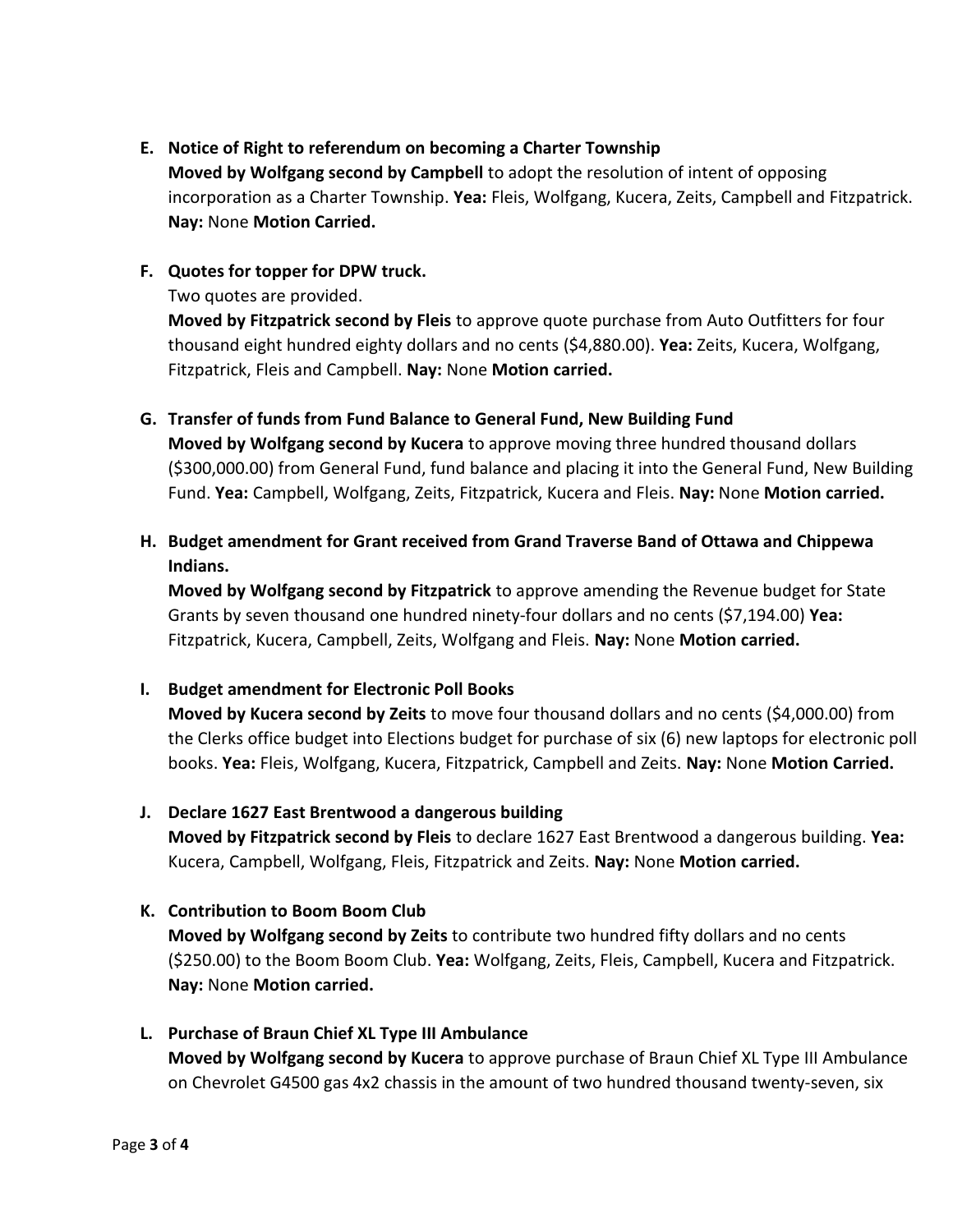**E. Notice of Right to referendum on becoming a Charter Township**

**Moved by Wolfgang second by Campbell** to adopt the resolution of intent of opposing incorporation as a Charter Township. **Yea:** Fleis, Wolfgang, Kucera, Zeits, Campbell and Fitzpatrick. **Nay:** None **Motion Carried.**

**F. Quotes for topper for DPW truck.**

Two quotes are provided.

**Moved by Fitzpatrick second by Fleis** to approve quote purchase from Auto Outfitters for four thousand eight hundred eighty dollars and no cents ($4,880.00). **Yea:** Zeits, Kucera, Wolfgang, Fitzpatrick, Fleis and Campbell. **Nay:** None **Motion carried.**

**G. Transfer of funds from Fund Balance to General Fund, New Building Fund**

**Moved by Wolfgang second by Kucera** to approve moving three hundred thousand dollars ($300,000.00) from General Fund, fund balance and placing it into the General Fund, New Building Fund. **Yea:** Campbell, Wolfgang, Zeits, Fitzpatrick, Kucera and Fleis. **Nay:** None **Motion carried.**

**H. Budget amendment for Grant received from Grand Traverse Band of Ottawa and Chippewa Indians.**

**Moved by Wolfgang second by Fitzpatrick** to approve amending the Revenue budget for State Grants by seven thousand one hundred ninety-four dollars and no cents ($7,194.00) **Yea:** Fitzpatrick, Kucera, Campbell, Zeits, Wolfgang and Fleis. **Nay:** None **Motion carried.**

**I. Budget amendment for Electronic Poll Books**

**Moved by Kucera second by Zeits** to move four thousand dollars and no cents ($4,000.00) from the Clerks office budget into Elections budget for purchase of six (6) new laptops for electronic poll books. **Yea:** Fleis, Wolfgang, Kucera, Fitzpatrick, Campbell and Zeits. **Nay:** None **Motion Carried.**

**J. Declare 1627 East Brentwood a dangerous building**

**Moved by Fitzpatrick second by Fleis** to declare 1627 East Brentwood a dangerous building. **Yea:** Kucera, Campbell, Wolfgang, Fleis, Fitzpatrick and Zeits. **Nay:** None **Motion carried.**

**K. Contribution to Boom Boom Club**

**Moved by Wolfgang second by Zeits** to contribute two hundred fifty dollars and no cents ($250.00) to the Boom Boom Club. **Yea:** Wolfgang, Zeits, Fleis, Campbell, Kucera and Fitzpatrick. **Nay:** None **Motion carried.**

**L. Purchase of Braun Chief XL Type III Ambulance**

**Moved by Wolfgang second by Kucera** to approve purchase of Braun Chief XL Type III Ambulance on Chevrolet G4500 gas 4x2 chassis in the amount of two hundred thousand twenty-seven, six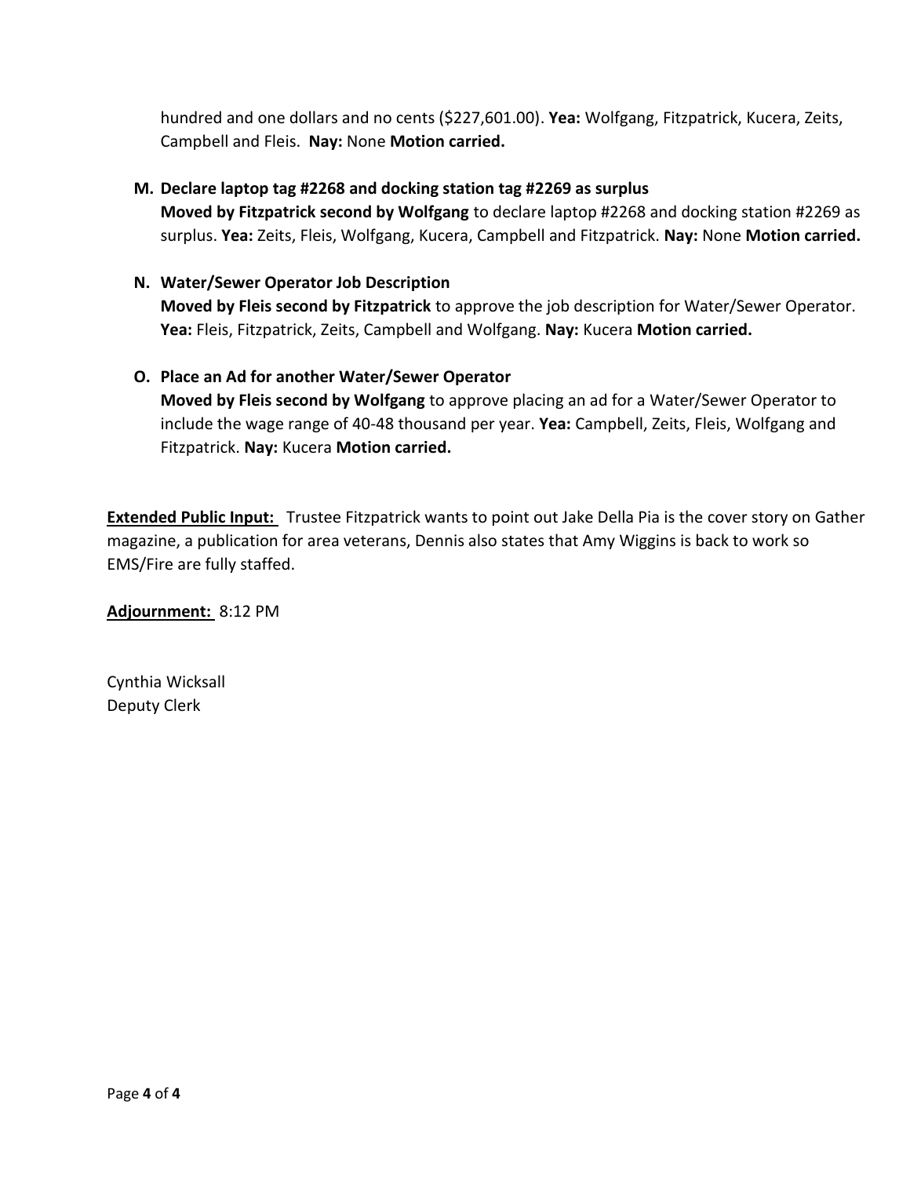hundred and one dollars and no cents ($227,601.00). **Yea:** Wolfgang, Fitzpatrick, Kucera, Zeits, Campbell and Fleis. **Nay:** None **Motion carried.**

**M. Declare laptop tag #2268 and docking station tag #2269 as surplus**
**Moved by Fitzpatrick second by Wolfgang** to declare laptop #2268 and docking station #2269 as surplus. **Yea:** Zeits, Fleis, Wolfgang, Kucera, Campbell and Fitzpatrick. **Nay:** None **Motion carried.**

**N. Water/Sewer Operator Job Description**
**Moved by Fleis second by Fitzpatrick** to approve the job description for Water/Sewer Operator. **Yea:** Fleis, Fitzpatrick, Zeits, Campbell and Wolfgang. **Nay:** Kucera **Motion carried.**

**O. Place an Ad for another Water/Sewer Operator**
**Moved by Fleis second by Wolfgang** to approve placing an ad for a Water/Sewer Operator to include the wage range of 40-48 thousand per year. **Yea:** Campbell, Zeits, Fleis, Wolfgang and Fitzpatrick. **Nay:** Kucera **Motion carried.**

**Extended Public Input:** Trustee Fitzpatrick wants to point out Jake Della Pia is the cover story on Gather magazine, a publication for area veterans, Dennis also states that Amy Wiggins is back to work so EMS/Fire are fully staffed.

**Adjournment:** 8:12 PM

Cynthia Wicksall
Deputy Clerk